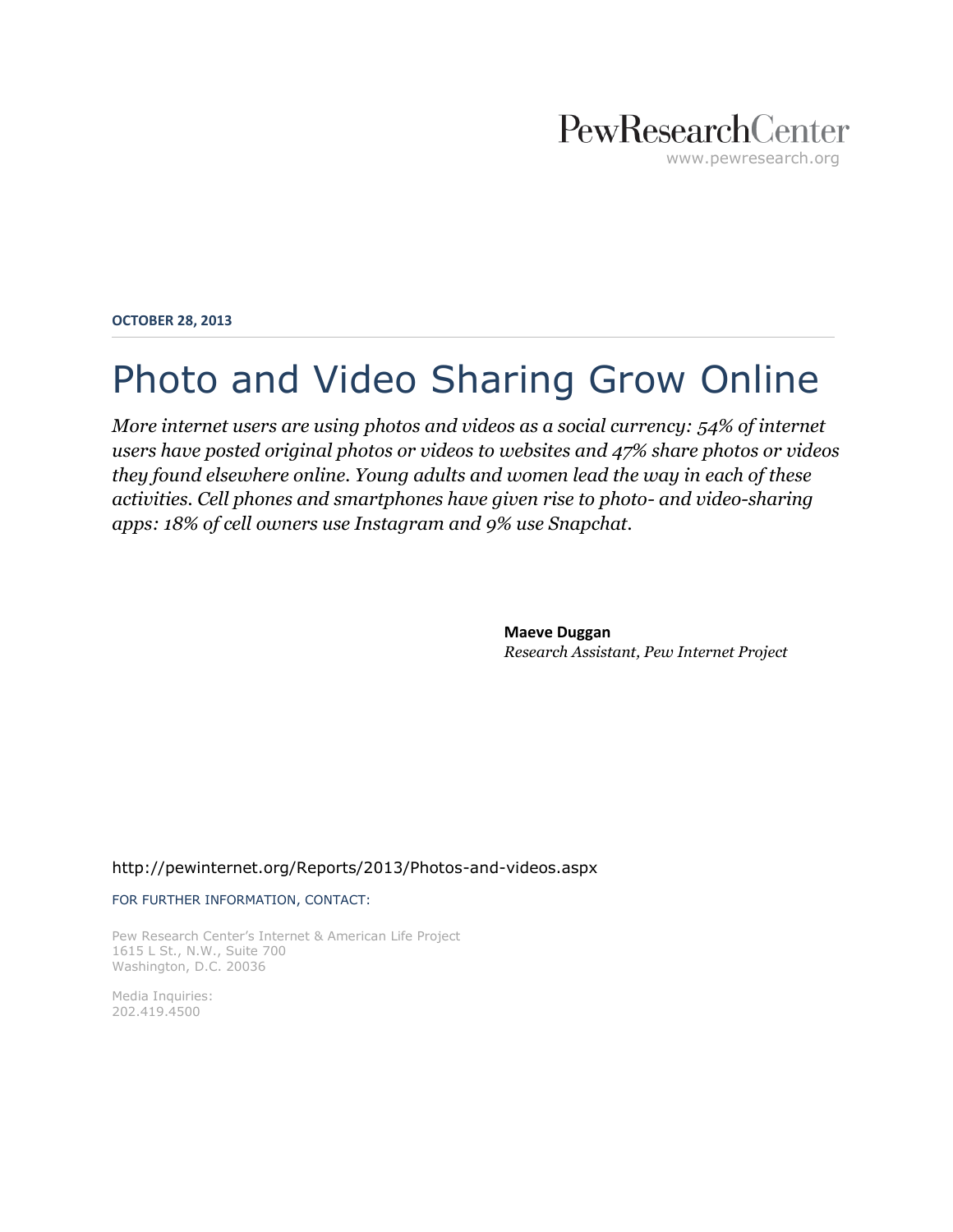PewResearchCenter
www.pewresearch.org

**OCTOBER 28, 2013**

# Photo and Video Sharing Grow Online

*More internet users are using photos and videos as a social currency: 54% of internet users have posted original photos or videos to websites and 47% share photos or videos they found elsewhere online. Young adults and women lead the way in each of these activities. Cell phones and smartphones have given rise to photo- and video-sharing apps: 18% of cell owners use Instagram and 9% use Snapchat.*

**Maeve Duggan**
*Research Assistant, Pew Internet Project*

http://pewinternet.org/Reports/2013/Photos-and-videos.aspx

FOR FURTHER INFORMATION, CONTACT:

Pew Research Center's Internet & American Life Project
1615 L St., N.W., Suite 700
Washington, D.C. 20036

Media Inquiries:
202.419.4500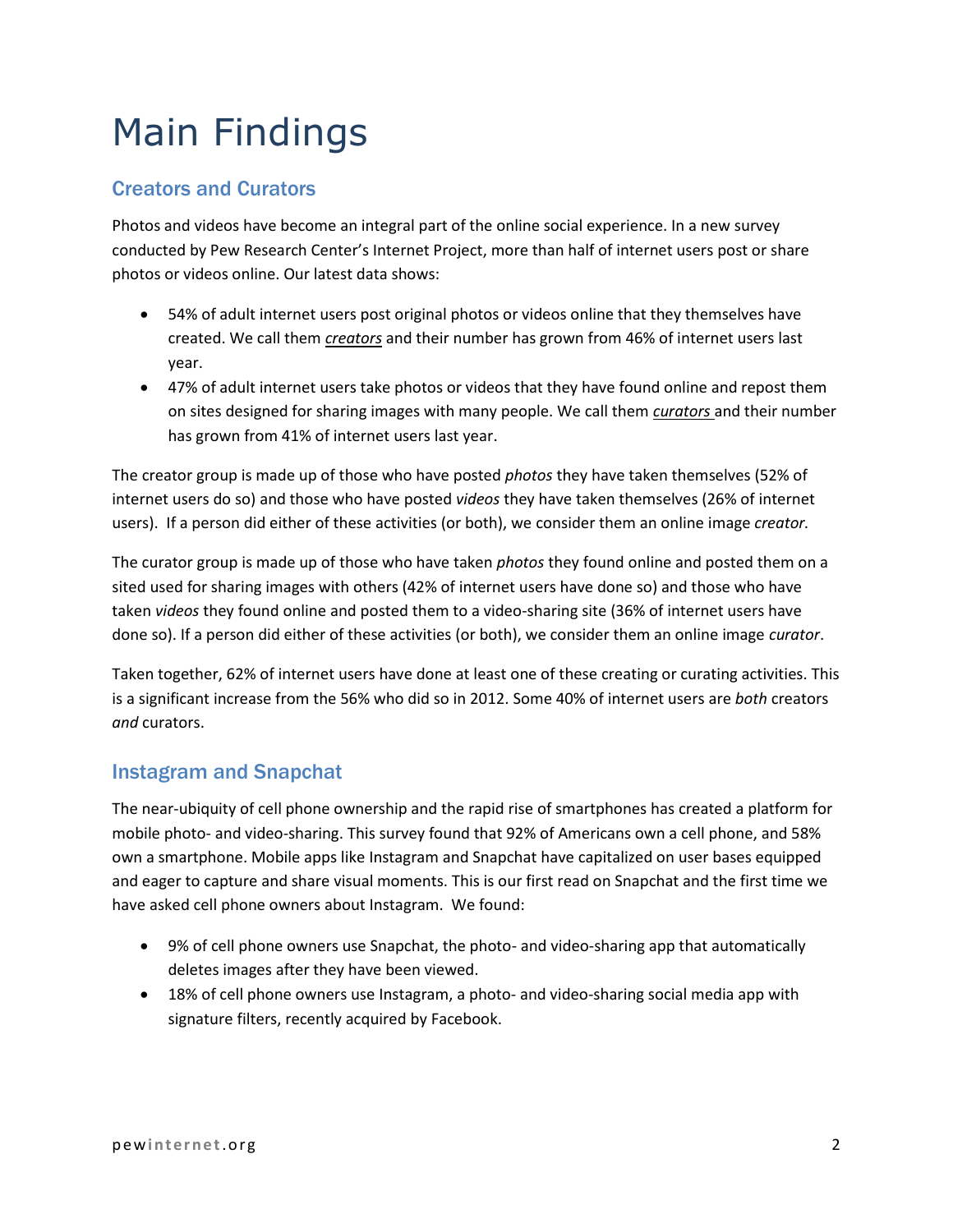# Main Findings

## Creators and Curators

Photos and videos have become an integral part of the online social experience. In a new survey conducted by Pew Research Center's Internet Project, more than half of internet users post or share photos or videos online. Our latest data shows:

- 54% of adult internet users post original photos or videos online that they themselves have created. We call them ***creators*** and their number has grown from 46% of internet users last year.
- 47% of adult internet users take photos or videos that they have found online and repost them on sites designed for sharing images with many people. We call them ***curators*** and their number has grown from 41% of internet users last year.

The creator group is made up of those who have posted *photos* they have taken themselves (52% of internet users do so) and those who have posted *videos* they have taken themselves (26% of internet users). If a person did either of these activities (or both), we consider them an online image *creator.*

The curator group is made up of those who have taken *photos* they found online and posted them on a sited used for sharing images with others (42% of internet users have done so) and those who have taken *videos* they found online and posted them to a video-sharing site (36% of internet users have done so). If a person did either of these activities (or both), we consider them an online image *curator*.

Taken together, 62% of internet users have done at least one of these creating or curating activities. This is a significant increase from the 56% who did so in 2012. Some 40% of internet users are *both* creators *and* curators.

## Instagram and Snapchat

The near-ubiquity of cell phone ownership and the rapid rise of smartphones has created a platform for mobile photo- and video-sharing. This survey found that 92% of Americans own a cell phone, and 58% own a smartphone. Mobile apps like Instagram and Snapchat have capitalized on user bases equipped and eager to capture and share visual moments. This is our first read on Snapchat and the first time we have asked cell phone owners about Instagram. We found:

- 9% of cell phone owners use Snapchat, the photo- and video-sharing app that automatically deletes images after they have been viewed.
- 18% of cell phone owners use Instagram, a photo- and video-sharing social media app with signature filters, recently acquired by Facebook.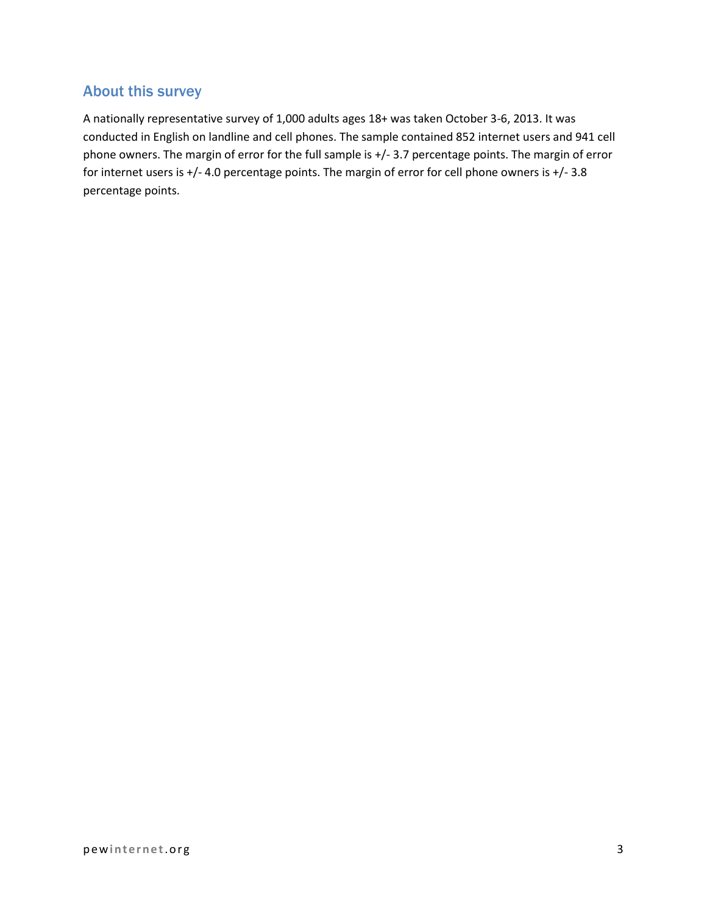## About this survey

A nationally representative survey of 1,000 adults ages 18+ was taken October 3-6, 2013. It was conducted in English on landline and cell phones. The sample contained 852 internet users and 941 cell phone owners. The margin of error for the full sample is +/- 3.7 percentage points. The margin of error for internet users is +/- 4.0 percentage points. The margin of error for cell phone owners is +/- 3.8 percentage points.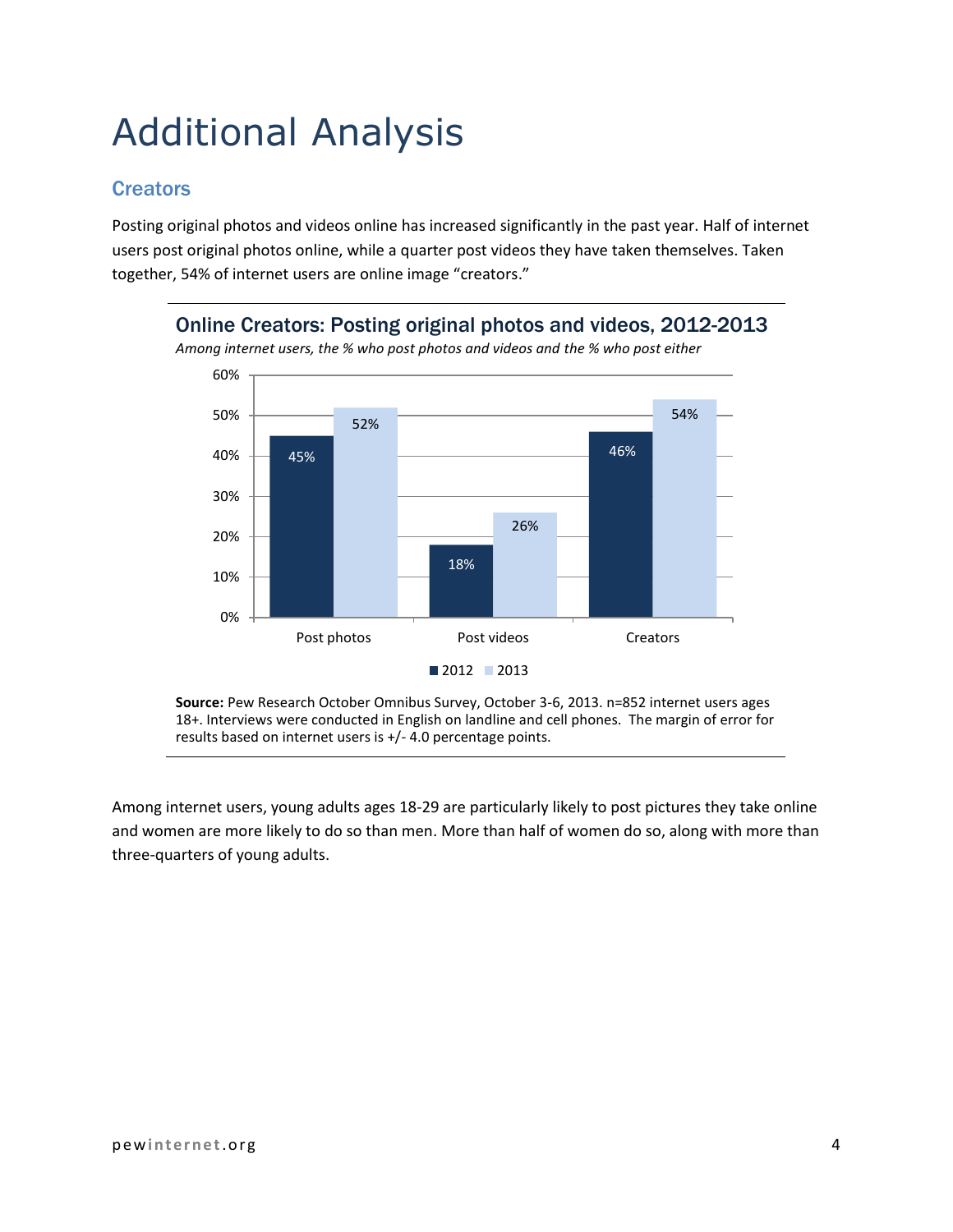# Additional Analysis

## Creators

Posting original photos and videos online has increased significantly in the past year. Half of internet users post original photos online, while a quarter post videos they have taken themselves. Taken together, 54% of internet users are online image "creators."

### Online Creators: Posting original photos and videos, 2012-2013

*Among internet users, the % who post photos and videos and the % who post either*

| | 2012 | 2013 |
|---|---|---|
| Post photos | 45% | 52% |
| Post videos | 18% | 26% |
| Creators | 46% | 54% |

**Source:** Pew Research October Omnibus Survey, October 3-6, 2013. n=852 internet users ages 18+. Interviews were conducted in English on landline and cell phones. The margin of error for results based on internet users is +/- 4.0 percentage points.

Among internet users, young adults ages 18-29 are particularly likely to post pictures they take online and women are more likely to do so than men. More than half of women do so, along with more than three-quarters of young adults.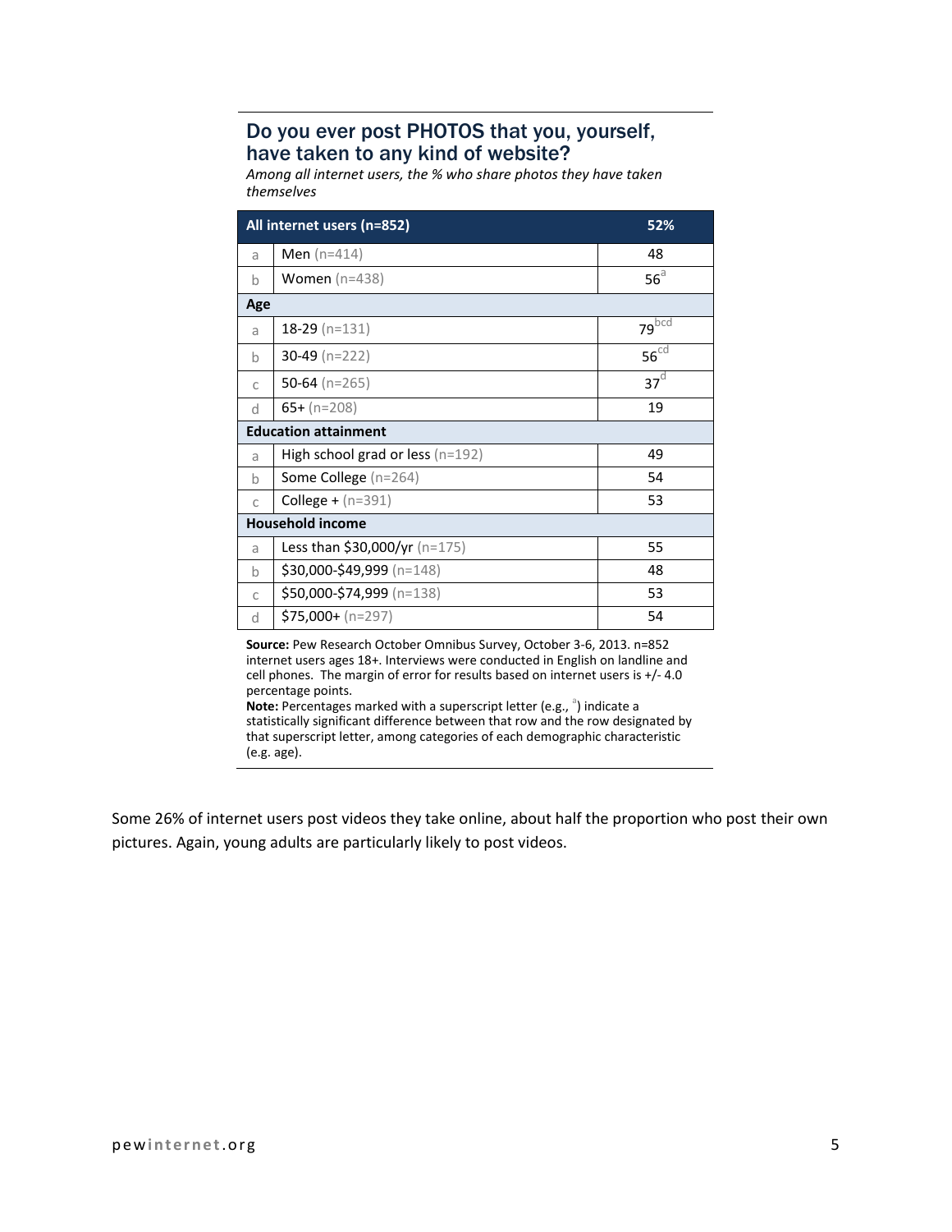### Do you ever post PHOTOS that you, yourself, have taken to any kind of website?

*Among all internet users, the % who share photos they have taken themselves*

| | All internet users (n=852) | 52% |
|---|---|---|
| a | Men (n=414) | 48 |
| b | Women (n=438) | 56[a] |
| **Age** | | |
| a | 18-29 (n=131) | 79[bcd] |
| b | 30-49 (n=222) | 56[cd] |
| c | 50-64 (n=265) | 37[d] |
| d | 65+ (n=208) | 19 |
| **Education attainment** | | |
| a | High school grad or less (n=192) | 49 |
| b | Some College (n=264) | 54 |
| c | College + (n=391) | 53 |
| **Household income** | | |
| a | Less than $30,000/yr (n=175) | 55 |
| b | $30,000-$49,999 (n=148) | 48 |
| c | $50,000-$74,999 (n=138) | 53 |
| d | $75,000+ (n=297) | 54 |

**Source:** Pew Research October Omnibus Survey, October 3-6, 2013. n=852 internet users ages 18+. Interviews were conducted in English on landline and cell phones. The margin of error for results based on internet users is +/- 4.0 percentage points.

**Note:** Percentages marked with a superscript letter (e.g., [a]) indicate a statistically significant difference between that row and the row designated by that superscript letter, among categories of each demographic characteristic (e.g. age).

Some 26% of internet users post videos they take online, about half the proportion who post their own pictures. Again, young adults are particularly likely to post videos.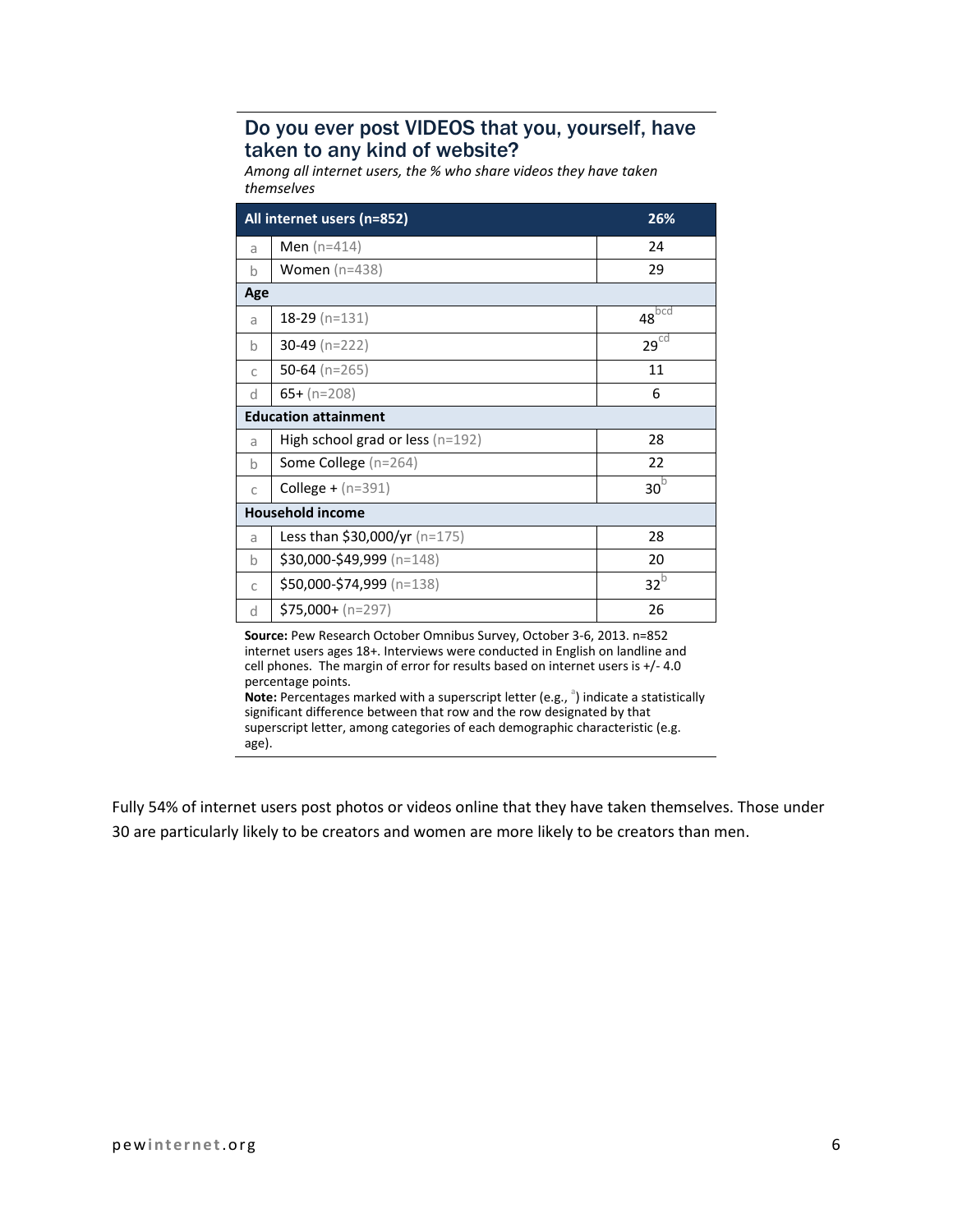## Do you ever post VIDEOS that you, yourself, have taken to any kind of website?

*Among all internet users, the % who share videos they have taken themselves*

| | All internet users (n=852) | 26% |
|---|---|---|
| a | Men (n=414) | 24 |
| b | Women (n=438) | 29 |
| **Age** | | |
| a | 18-29 (n=131) | 48[bcd] |
| b | 30-49 (n=222) | 29[cd] |
| c | 50-64 (n=265) | 11 |
| d | 65+ (n=208) | 6 |
| **Education attainment** | | |
| a | High school grad or less (n=192) | 28 |
| b | Some College (n=264) | 22 |
| c | College + (n=391) | 30[b] |
| **Household income** | | |
| a | Less than $30,000/yr (n=175) | 28 |
| b | $30,000-$49,999 (n=148) | 20 |
| c | $50,000-$74,999 (n=138) | 32[b] |
| d | $75,000+ (n=297) | 26 |

**Source:** Pew Research October Omnibus Survey, October 3-6, 2013. n=852 internet users ages 18+. Interviews were conducted in English on landline and cell phones. The margin of error for results based on internet users is +/- 4.0 percentage points.

**Note:** Percentages marked with a superscript letter (e.g., [a]) indicate a statistically significant difference between that row and the row designated by that superscript letter, among categories of each demographic characteristic (e.g. age).

Fully 54% of internet users post photos or videos online that they have taken themselves. Those under 30 are particularly likely to be creators and women are more likely to be creators than men.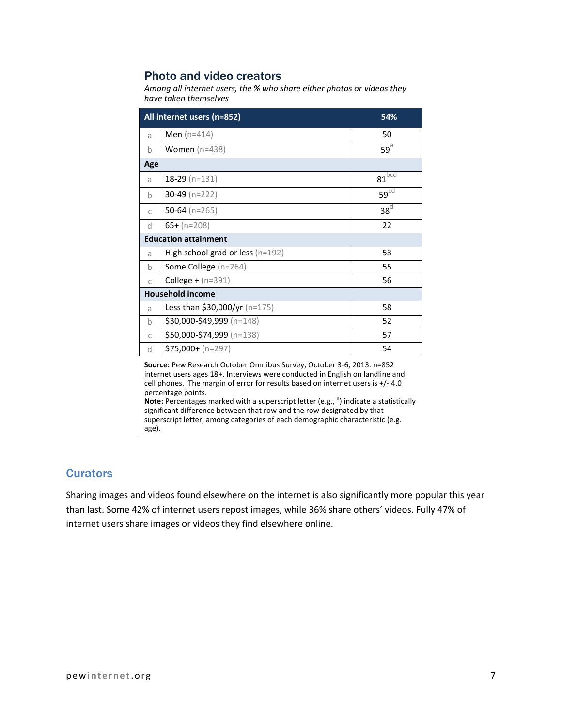### Photo and video creators

*Among all internet users, the % who share either photos or videos they have taken themselves*

| | All internet users (n=852) | 54% |
|---|---|---|
| a | Men (n=414) | 50 |
| b | Women (n=438) | 59[a] |
| **Age** | | |
| a | 18-29 (n=131) | 81[bcd] |
| b | 30-49 (n=222) | 59[cd] |
| c | 50-64 (n=265) | 38[d] |
| d | 65+ (n=208) | 22 |
| **Education attainment** | | |
| a | High school grad or less (n=192) | 53 |
| b | Some College (n=264) | 55 |
| c | College + (n=391) | 56 |
| **Household income** | | |
| a | Less than $30,000/yr (n=175) | 58 |
| b | $30,000-$49,999 (n=148) | 52 |
| c | $50,000-$74,999 (n=138) | 57 |
| d | $75,000+ (n=297) | 54 |

**Source:** Pew Research October Omnibus Survey, October 3-6, 2013. n=852 internet users ages 18+. Interviews were conducted in English on landline and cell phones. The margin of error for results based on internet users is +/- 4.0 percentage points.
**Note:** Percentages marked with a superscript letter (e.g., [a]) indicate a statistically significant difference between that row and the row designated by that superscript letter, among categories of each demographic characteristic (e.g. age).

## Curators

Sharing images and videos found elsewhere on the internet is also significantly more popular this year than last. Some 42% of internet users repost images, while 36% share others' videos. Fully 47% of internet users share images or videos they find elsewhere online.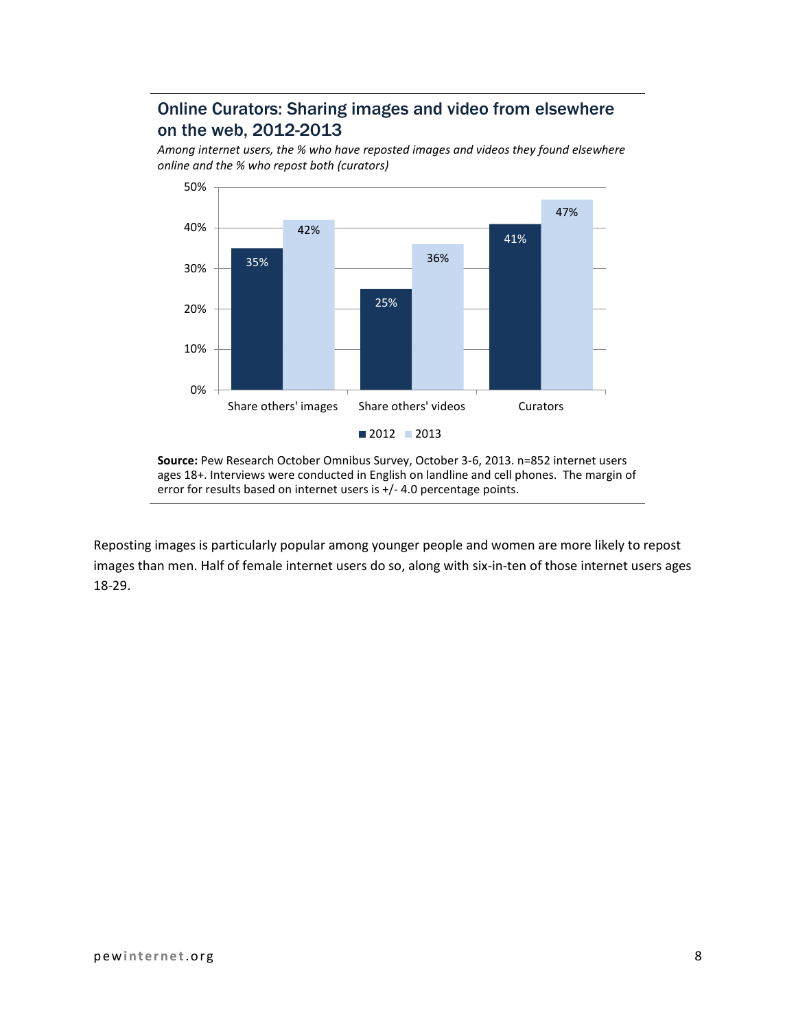## Online Curators: Sharing images and video from elsewhere on the web, 2012-2013

*Among internet users, the % who have reposted images and videos they found elsewhere online and the % who repost both (curators)*

| | 2012 | 2013 |
|---|---|---|
| Share others' images | 35% | 42% |
| Share others' videos | 25% | 36% |
| Curators | 41% | 47% |

**Source:** Pew Research October Omnibus Survey, October 3-6, 2013. n=852 internet users ages 18+. Interviews were conducted in English on landline and cell phones. The margin of error for results based on internet users is +/- 4.0 percentage points.

Reposting images is particularly popular among younger people and women are more likely to repost images than men. Half of female internet users do so, along with six-in-ten of those internet users ages 18-29.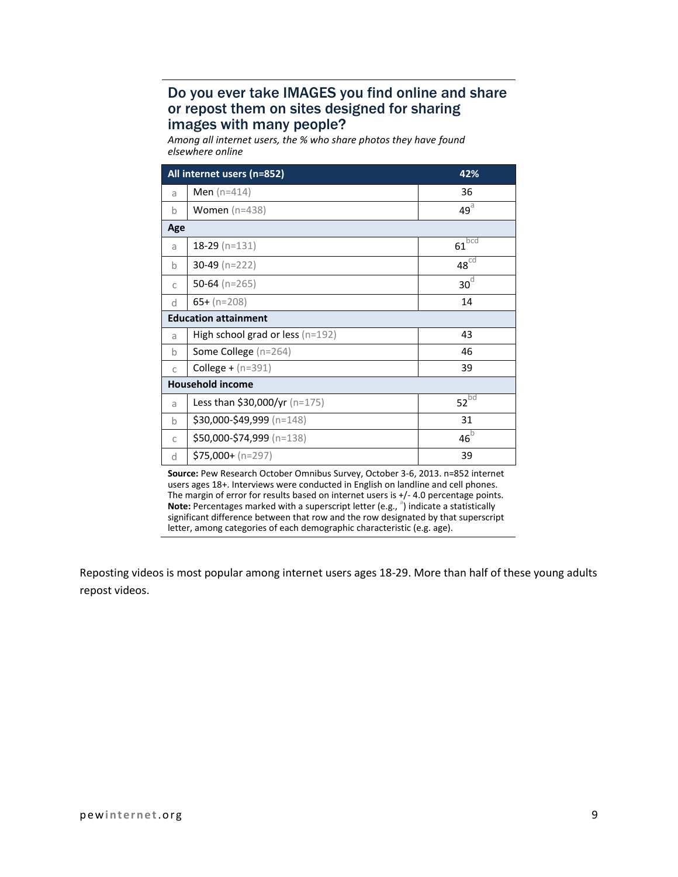### Do you ever take IMAGES you find online and share or repost them on sites designed for sharing images with many people?

*Among all internet users, the % who share photos they have found elsewhere online*

| | All internet users (n=852) | 42% |
|---|---|---|
| a | Men (n=414) | 36 |
| b | Women (n=438) | 49[a] |
| **Age** | | |
| a | 18-29 (n=131) | 61[bcd] |
| b | 30-49 (n=222) | 48[cd] |
| c | 50-64 (n=265) | 30[d] |
| d | 65+ (n=208) | 14 |
| **Education attainment** | | |
| a | High school grad or less (n=192) | 43 |
| b | Some College (n=264) | 46 |
| c | College + (n=391) | 39 |
| **Household income** | | |
| a | Less than $30,000/yr (n=175) | 52[bd] |
| b | $30,000-$49,999 (n=148) | 31 |
| c | $50,000-$74,999 (n=138) | 46[b] |
| d | $75,000+ (n=297) | 39 |

**Source:** Pew Research October Omnibus Survey, October 3-6, 2013. n=852 internet users ages 18+. Interviews were conducted in English on landline and cell phones. The margin of error for results based on internet users is +/- 4.0 percentage points.
**Note:** Percentages marked with a superscript letter (e.g., [a]) indicate a statistically significant difference between that row and the row designated by that superscript letter, among categories of each demographic characteristic (e.g. age).

Reposting videos is most popular among internet users ages 18-29. More than half of these young adults repost videos.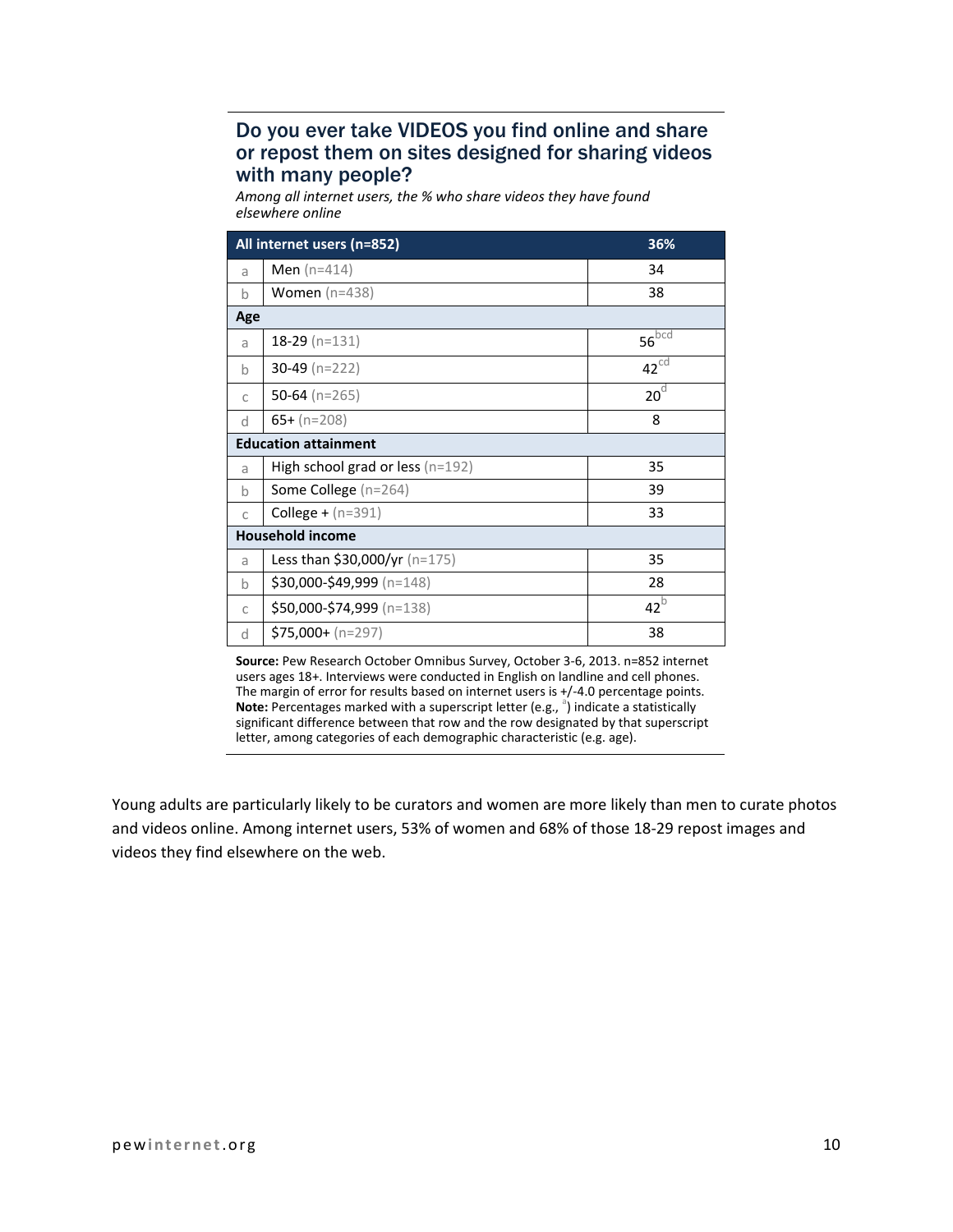## Do you ever take VIDEOS you find online and share or repost them on sites designed for sharing videos with many people?

*Among all internet users, the % who share videos they have found elsewhere online*

| | All internet users (n=852) | 36% |
|---|---|---|
| a | Men (n=414) | 34 |
| b | Women (n=438) | 38 |
| **Age** | | |
| a | 18-29 (n=131) | 56[bcd] |
| b | 30-49 (n=222) | 42[cd] |
| c | 50-64 (n=265) | 20[d] |
| d | 65+ (n=208) | 8 |
| **Education attainment** | | |
| a | High school grad or less (n=192) | 35 |
| b | Some College (n=264) | 39 |
| c | College + (n=391) | 33 |
| **Household income** | | |
| a | Less than $30,000/yr (n=175) | 35 |
| b | $30,000-$49,999 (n=148) | 28 |
| c | $50,000-$74,999 (n=138) | 42[b] |
| d | $75,000+ (n=297) | 38 |

**Source:** Pew Research October Omnibus Survey, October 3-6, 2013. n=852 internet users ages 18+. Interviews were conducted in English on landline and cell phones. The margin of error for results based on internet users is +/-4.0 percentage points.
**Note:** Percentages marked with a superscript letter (e.g., [a]) indicate a statistically significant difference between that row and the row designated by that superscript letter, among categories of each demographic characteristic (e.g. age).

Young adults are particularly likely to be curators and women are more likely than men to curate photos and videos online. Among internet users, 53% of women and 68% of those 18-29 repost images and videos they find elsewhere on the web.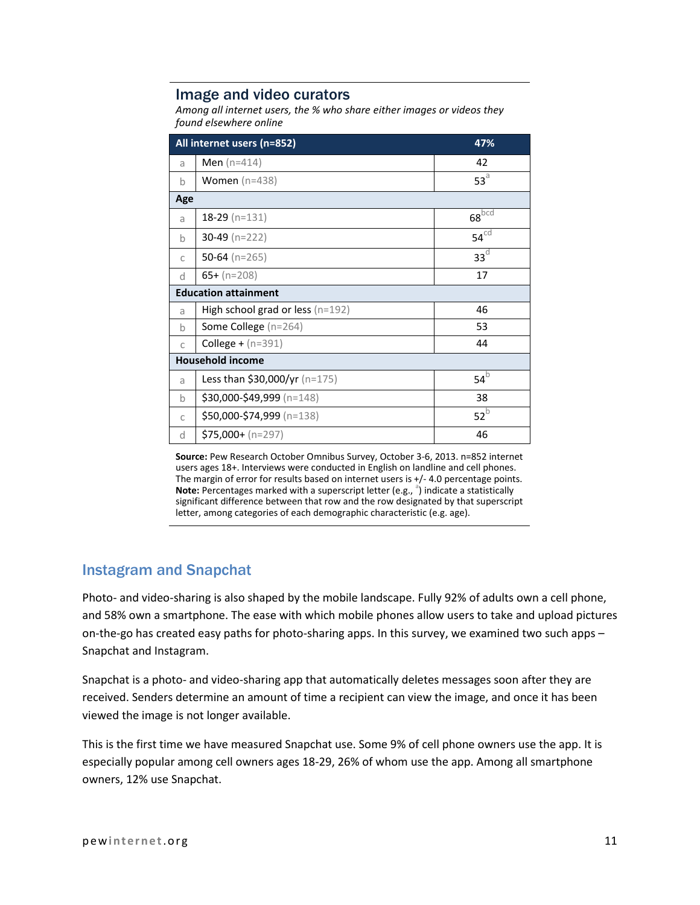### Image and video curators

*Among all internet users, the % who share either images or videos they found elsewhere online*

| | All internet users (n=852) | 47% |
|---|---|---|
| a | Men (n=414) | 42 |
| b | Women (n=438) | 53[a] |
| **Age** | | |
| a | 18-29 (n=131) | 68[bcd] |
| b | 30-49 (n=222) | 54[cd] |
| c | 50-64 (n=265) | 33[d] |
| d | 65+ (n=208) | 17 |
| **Education attainment** | | |
| a | High school grad or less (n=192) | 46 |
| b | Some College (n=264) | 53 |
| c | College + (n=391) | 44 |
| **Household income** | | |
| a | Less than $30,000/yr (n=175) | 54[b] |
| b | $30,000-$49,999 (n=148) | 38 |
| c | $50,000-$74,999 (n=138) | 52[b] |
| d | $75,000+ (n=297) | 46 |

**Source:** Pew Research October Omnibus Survey, October 3-6, 2013. n=852 internet users ages 18+. Interviews were conducted in English on landline and cell phones. The margin of error for results based on internet users is +/- 4.0 percentage points.
**Note:** Percentages marked with a superscript letter (e.g., [a]) indicate a statistically significant difference between that row and the row designated by that superscript letter, among categories of each demographic characteristic (e.g. age).

## Instagram and Snapchat

Photo- and video-sharing is also shaped by the mobile landscape. Fully 92% of adults own a cell phone, and 58% own a smartphone. The ease with which mobile phones allow users to take and upload pictures on-the-go has created easy paths for photo-sharing apps. In this survey, we examined two such apps – Snapchat and Instagram.

Snapchat is a photo- and video-sharing app that automatically deletes messages soon after they are received. Senders determine an amount of time a recipient can view the image, and once it has been viewed the image is not longer available.

This is the first time we have measured Snapchat use. Some 9% of cell phone owners use the app. It is especially popular among cell owners ages 18-29, 26% of whom use the app. Among all smartphone owners, 12% use Snapchat.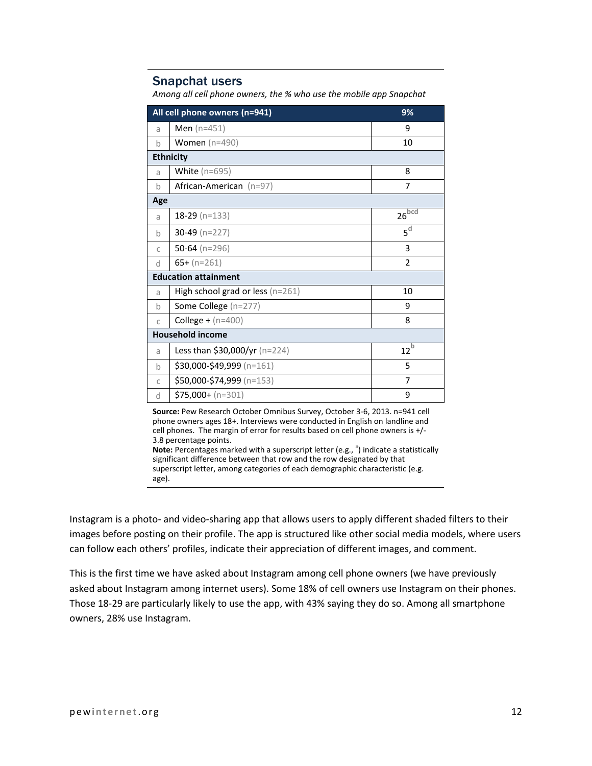### Snapchat users

*Among all cell phone owners, the % who use the mobile app Snapchat*

| | All cell phone owners (n=941) | 9% |
|---|---|---|
| a | Men (n=451) | 9 |
| b | Women (n=490) | 10 |
| **Ethnicity** | | |
| a | White (n=695) | 8 |
| b | African-American (n=97) | 7 |
| **Age** | | |
| a | 18-29 (n=133) | 26[bcd] |
| b | 30-49 (n=227) | 5[d] |
| c | 50-64 (n=296) | 3 |
| d | 65+ (n=261) | 2 |
| **Education attainment** | | |
| a | High school grad or less (n=261) | 10 |
| b | Some College (n=277) | 9 |
| c | College + (n=400) | 8 |
| **Household income** | | |
| a | Less than $30,000/yr (n=224) | 12[b] |
| b | $30,000-$49,999 (n=161) | 5 |
| c | $50,000-$74,999 (n=153) | 7 |
| d | $75,000+ (n=301) | 9 |

**Source:** Pew Research October Omnibus Survey, October 3-6, 2013. n=941 cell phone owners ages 18+. Interviews were conducted in English on landline and cell phones. The margin of error for results based on cell phone owners is +/- 3.8 percentage points.
**Note:** Percentages marked with a superscript letter (e.g., [a]) indicate a statistically significant difference between that row and the row designated by that superscript letter, among categories of each demographic characteristic (e.g. age).

Instagram is a photo- and video-sharing app that allows users to apply different shaded filters to their images before posting on their profile. The app is structured like other social media models, where users can follow each others' profiles, indicate their appreciation of different images, and comment.

This is the first time we have asked about Instagram among cell phone owners (we have previously asked about Instagram among internet users). Some 18% of cell owners use Instagram on their phones. Those 18-29 are particularly likely to use the app, with 43% saying they do so. Among all smartphone owners, 28% use Instagram.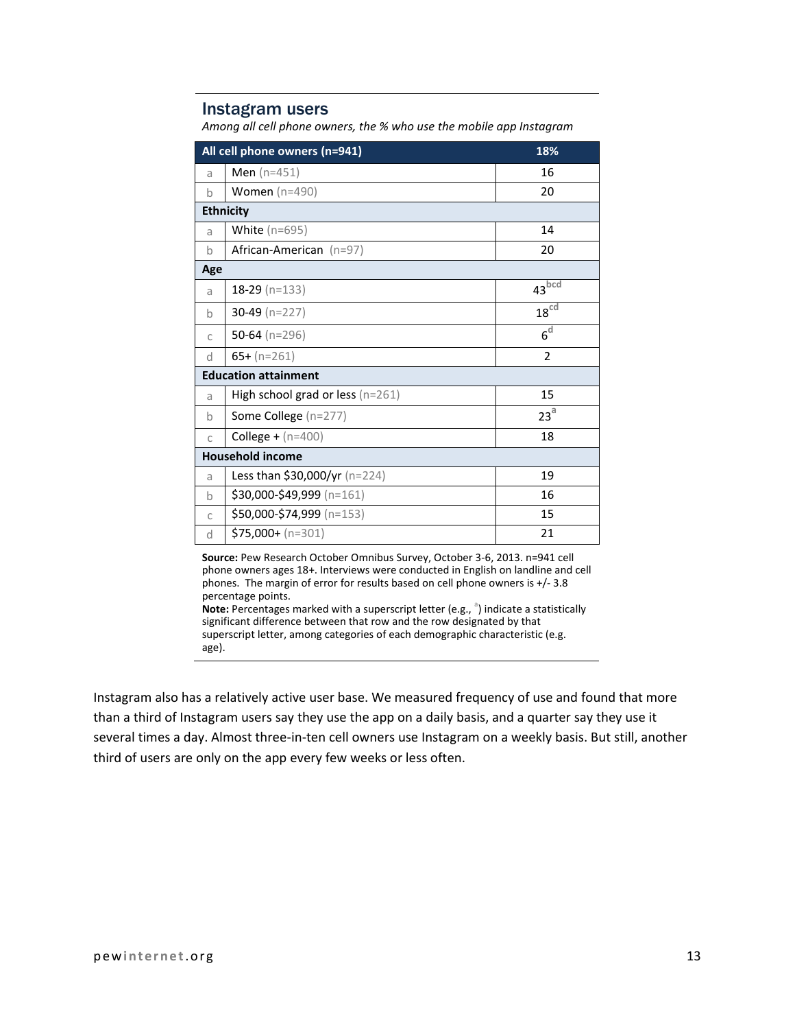### Instagram users

*Among all cell phone owners, the % who use the mobile app Instagram*

| | All cell phone owners (n=941) | 18% |
|---|---|---|
| a | Men (n=451) | 16 |
| b | Women (n=490) | 20 |
| **Ethnicity** | | |
| a | White (n=695) | 14 |
| b | African-American (n=97) | 20 |
| **Age** | | |
| a | 18-29 (n=133) | 43[bcd] |
| b | 30-49 (n=227) | 18[cd] |
| c | 50-64 (n=296) | 6[d] |
| d | 65+ (n=261) | 2 |
| **Education attainment** | | |
| a | High school grad or less (n=261) | 15 |
| b | Some College (n=277) | 23[a] |
| c | College + (n=400) | 18 |
| **Household income** | | |
| a | Less than $30,000/yr (n=224) | 19 |
| b | $30,000-$49,999 (n=161) | 16 |
| c | $50,000-$74,999 (n=153) | 15 |
| d | $75,000+ (n=301) | 21 |

**Source:** Pew Research October Omnibus Survey, October 3-6, 2013. n=941 cell phone owners ages 18+. Interviews were conducted in English on landline and cell phones. The margin of error for results based on cell phone owners is +/- 3.8 percentage points.
**Note:** Percentages marked with a superscript letter (e.g., [a]) indicate a statistically significant difference between that row and the row designated by that superscript letter, among categories of each demographic characteristic (e.g. age).

Instagram also has a relatively active user base. We measured frequency of use and found that more than a third of Instagram users say they use the app on a daily basis, and a quarter say they use it several times a day. Almost three-in-ten cell owners use Instagram on a weekly basis. But still, another third of users are only on the app every few weeks or less often.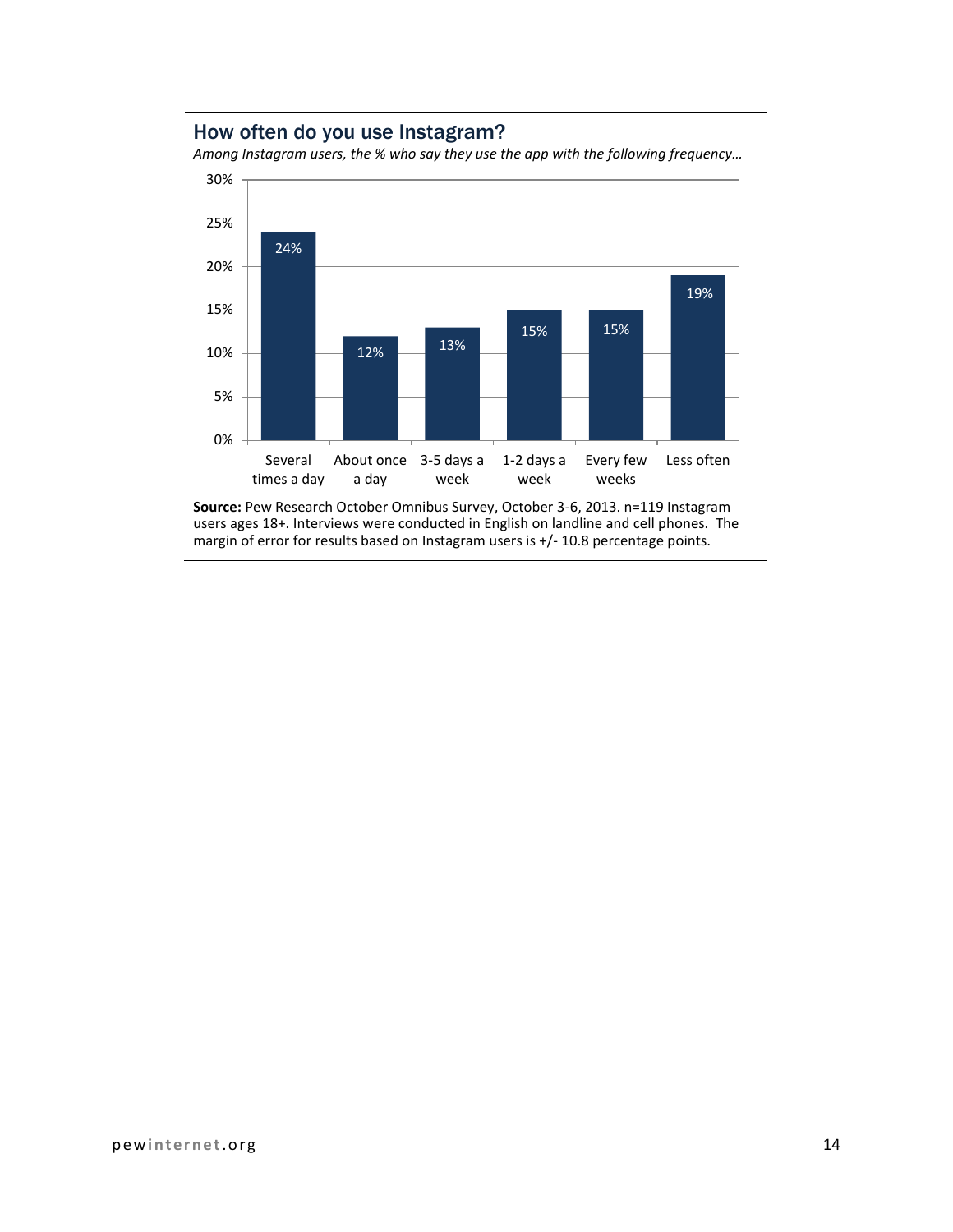## How often do you use Instagram?

*Among Instagram users, the % who say they use the app with the following frequency…*

| Frequency | % |
|---|---|
| Several times a day | 24% |
| About once a day | 12% |
| 3-5 days a week | 13% |
| 1-2 days a week | 15% |
| Every few weeks | 15% |
| Less often | 19% |

**Source:** Pew Research October Omnibus Survey, October 3-6, 2013. n=119 Instagram users ages 18+. Interviews were conducted in English on landline and cell phones. The margin of error for results based on Instagram users is +/- 10.8 percentage points.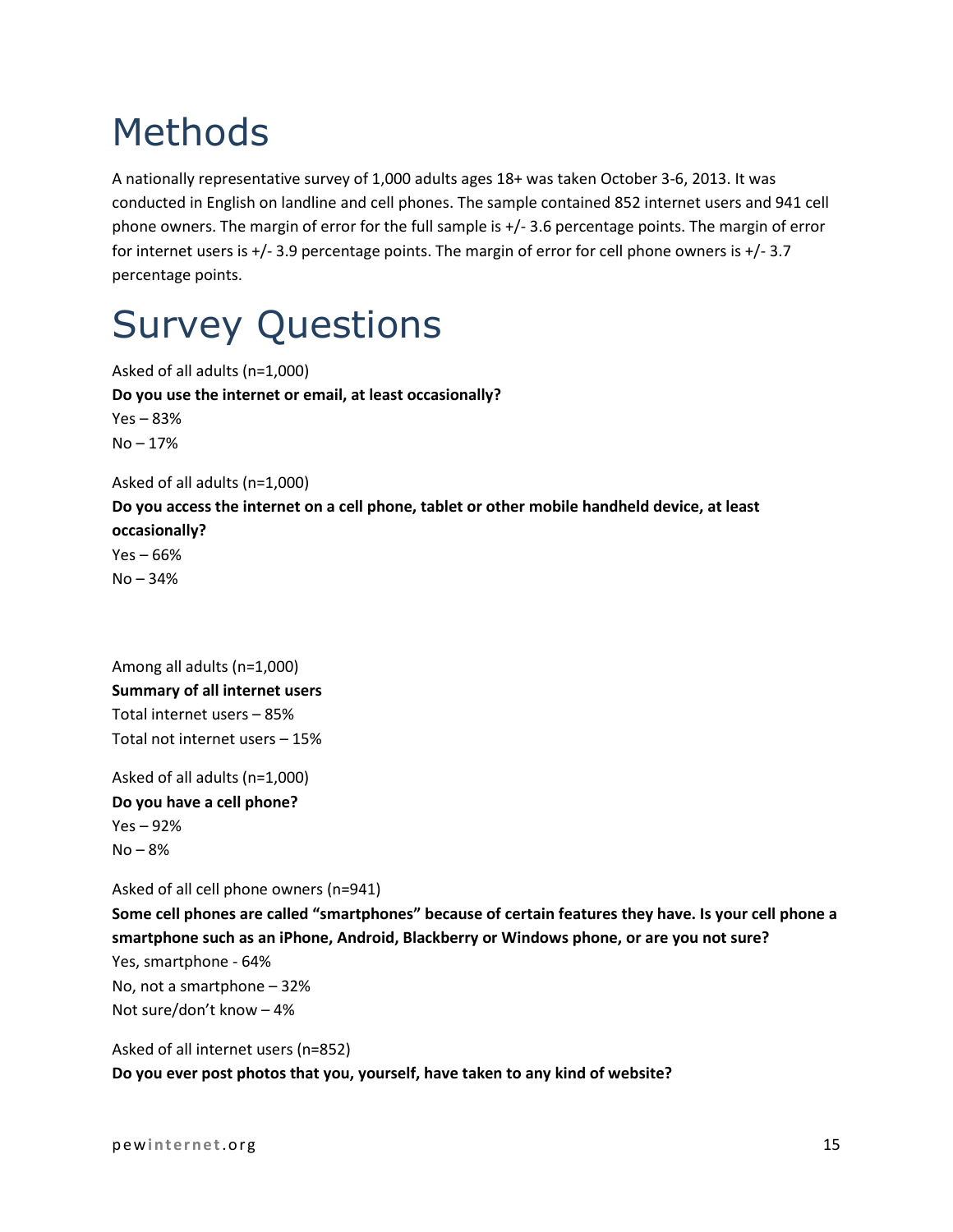# Methods

A nationally representative survey of 1,000 adults ages 18+ was taken October 3-6, 2013. It was conducted in English on landline and cell phones. The sample contained 852 internet users and 941 cell phone owners. The margin of error for the full sample is +/- 3.6 percentage points. The margin of error for internet users is +/- 3.9 percentage points. The margin of error for cell phone owners is +/- 3.7 percentage points.

# Survey Questions

Asked of all adults (n=1,000)

**Do you use the internet or email, at least occasionally?**

Yes – 83%

No – 17%

Asked of all adults (n=1,000)

**Do you access the internet on a cell phone, tablet or other mobile handheld device, at least occasionally?**

Yes – 66%

No – 34%

Among all adults (n=1,000)

**Summary of all internet users**

Total internet users – 85%

Total not internet users – 15%

Asked of all adults (n=1,000)

**Do you have a cell phone?**

Yes – 92%

No – 8%

Asked of all cell phone owners (n=941)

**Some cell phones are called "smartphones" because of certain features they have. Is your cell phone a smartphone such as an iPhone, Android, Blackberry or Windows phone, or are you not sure?**

Yes, smartphone - 64%

No, not a smartphone – 32%

Not sure/don't know – 4%

Asked of all internet users (n=852)

**Do you ever post photos that you, yourself, have taken to any kind of website?**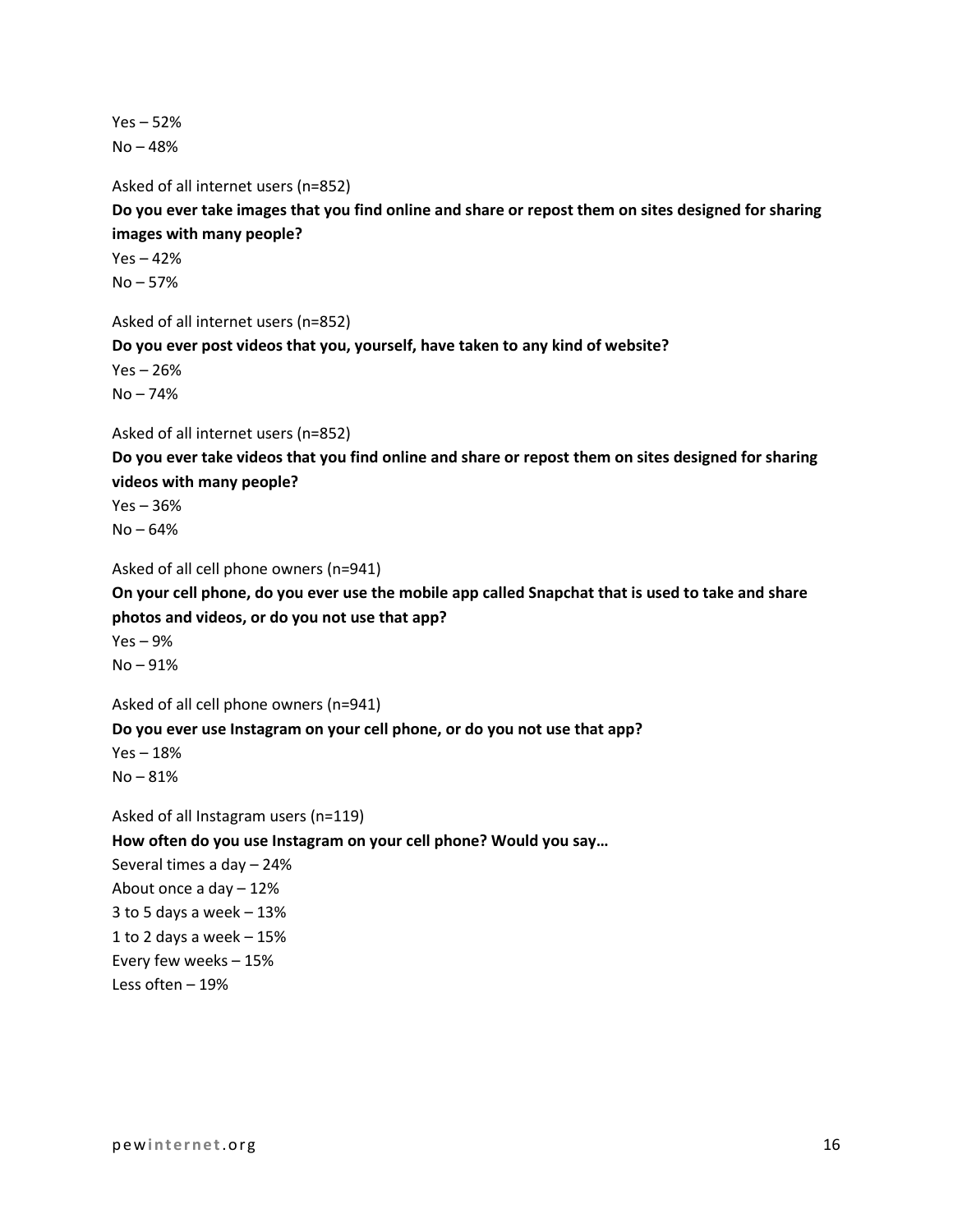Yes – 52%
No – 48%

Asked of all internet users (n=852)

**Do you ever take images that you find online and share or repost them on sites designed for sharing images with many people?**

Yes – 42%
No – 57%

Asked of all internet users (n=852)

**Do you ever post videos that you, yourself, have taken to any kind of website?**

Yes – 26%
No – 74%

Asked of all internet users (n=852)

**Do you ever take videos that you find online and share or repost them on sites designed for sharing videos with many people?**

Yes – 36%
No – 64%

Asked of all cell phone owners (n=941)

**On your cell phone, do you ever use the mobile app called Snapchat that is used to take and share photos and videos, or do you not use that app?**

Yes – 9%
No – 91%

Asked of all cell phone owners (n=941)

**Do you ever use Instagram on your cell phone, or do you not use that app?**

Yes – 18%
No – 81%

Asked of all Instagram users (n=119)

**How often do you use Instagram on your cell phone? Would you say…**

Several times a day – 24%
About once a day – 12%
3 to 5 days a week – 13%
1 to 2 days a week – 15%
Every few weeks – 15%
Less often – 19%